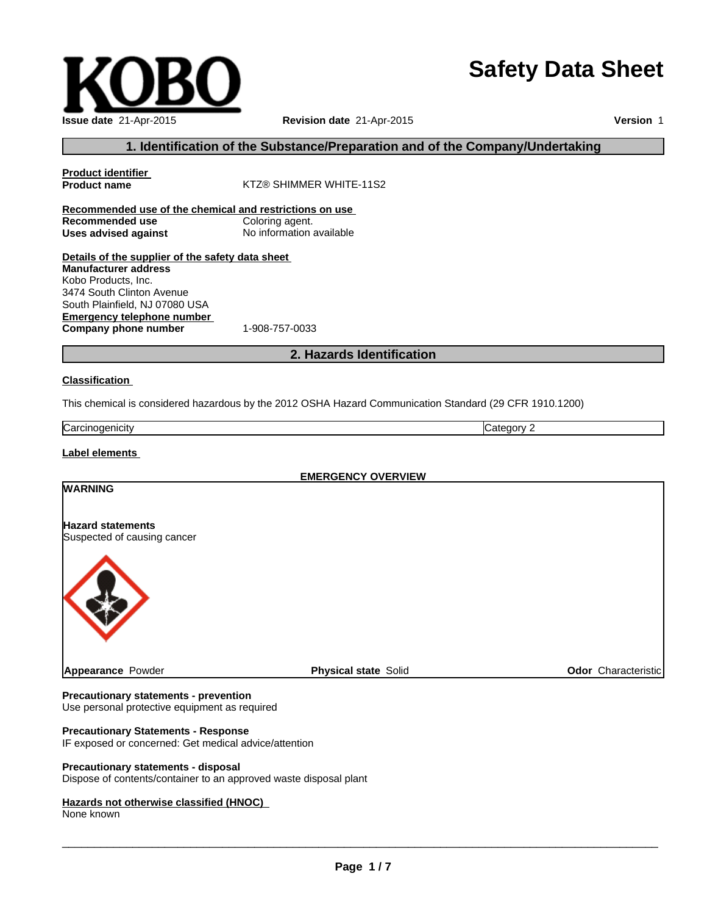**KOBO**

# Safety Data Sheet

**Issue date** 21-Apr-2015 **Revision date** 21-Apr-2015 **Version** 1

## 1. Identification of the Substance/Preparation and of the Company/Undertaking

**Product identifier**

**Product name** KTZ® SHIMMER WHITE-11S2

**Recommended use of the chemical and restrictions on use**

**Recommended use** Coloring agent.

**Uses advised against** No information available

**Details of the supplier of the safety data sheet**

**Manufacturer address**
Kobo Products, Inc.
3474 South Clinton Avenue
South Plainfield, NJ 07080 USA

**Emergency telephone number**

**Company phone number** 1-908-757-0033

## 2. Hazards Identification

**Classification**

This chemical is considered hazardous by the 2012 OSHA Hazard Communication Standard (29 CFR 1910.1200)

| Carcinogenicity | Category 2 |
|---|---|

**Label elements**

**EMERGENCY OVERVIEW**

**WARNING**

**Hazard statements**
Suspected of causing cancer

**Appearance** Powder **Physical state** Solid **Odor** Characteristic

**Precautionary statements - prevention**
Use personal protective equipment as required

**Precautionary Statements - Response**
IF exposed or concerned: Get medical advice/attention

**Precautionary statements - disposal**
Dispose of contents/container to an approved waste disposal plant

**Hazards not otherwise classified (HNOC)**
None known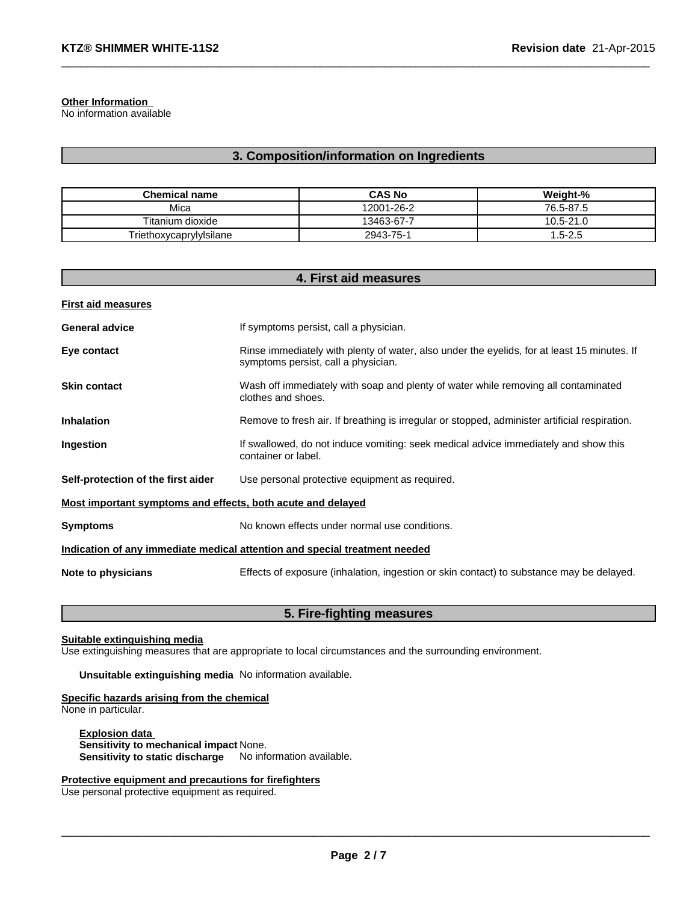**Other Information**
No information available

## 3. Composition/information on Ingredients

| Chemical name | CAS No | Weight-% |
|---|---|---|
| Mica | 12001-26-2 | 76.5-87.5 |
| Titanium dioxide | 13463-67-7 | 10.5-21.0 |
| Triethoxycaprylylsilane | 2943-75-1 | 1.5-2.5 |

## 4. First aid measures

**First aid measures**

**General advice** If symptoms persist, call a physician.

**Eye contact** Rinse immediately with plenty of water, also under the eyelids, for at least 15 minutes. If symptoms persist, call a physician.

**Skin contact** Wash off immediately with soap and plenty of water while removing all contaminated clothes and shoes.

**Inhalation** Remove to fresh air. If breathing is irregular or stopped, administer artificial respiration.

**Ingestion** If swallowed, do not induce vomiting: seek medical advice immediately and show this container or label.

**Self-protection of the first aider** Use personal protective equipment as required.

**Most important symptoms and effects, both acute and delayed**

**Symptoms** No known effects under normal use conditions.

**Indication of any immediate medical attention and special treatment needed**

**Note to physicians** Effects of exposure (inhalation, ingestion or skin contact) to substance may be delayed.

## 5. Fire-fighting measures

**Suitable extinguishing media**
Use extinguishing measures that are appropriate to local circumstances and the surrounding environment.

**Unsuitable extinguishing media** No information available.

**Specific hazards arising from the chemical**
None in particular.

**Explosion data**
**Sensitivity to mechanical impact** None.
**Sensitivity to static discharge** No information available.

**Protective equipment and precautions for firefighters**
Use personal protective equipment as required.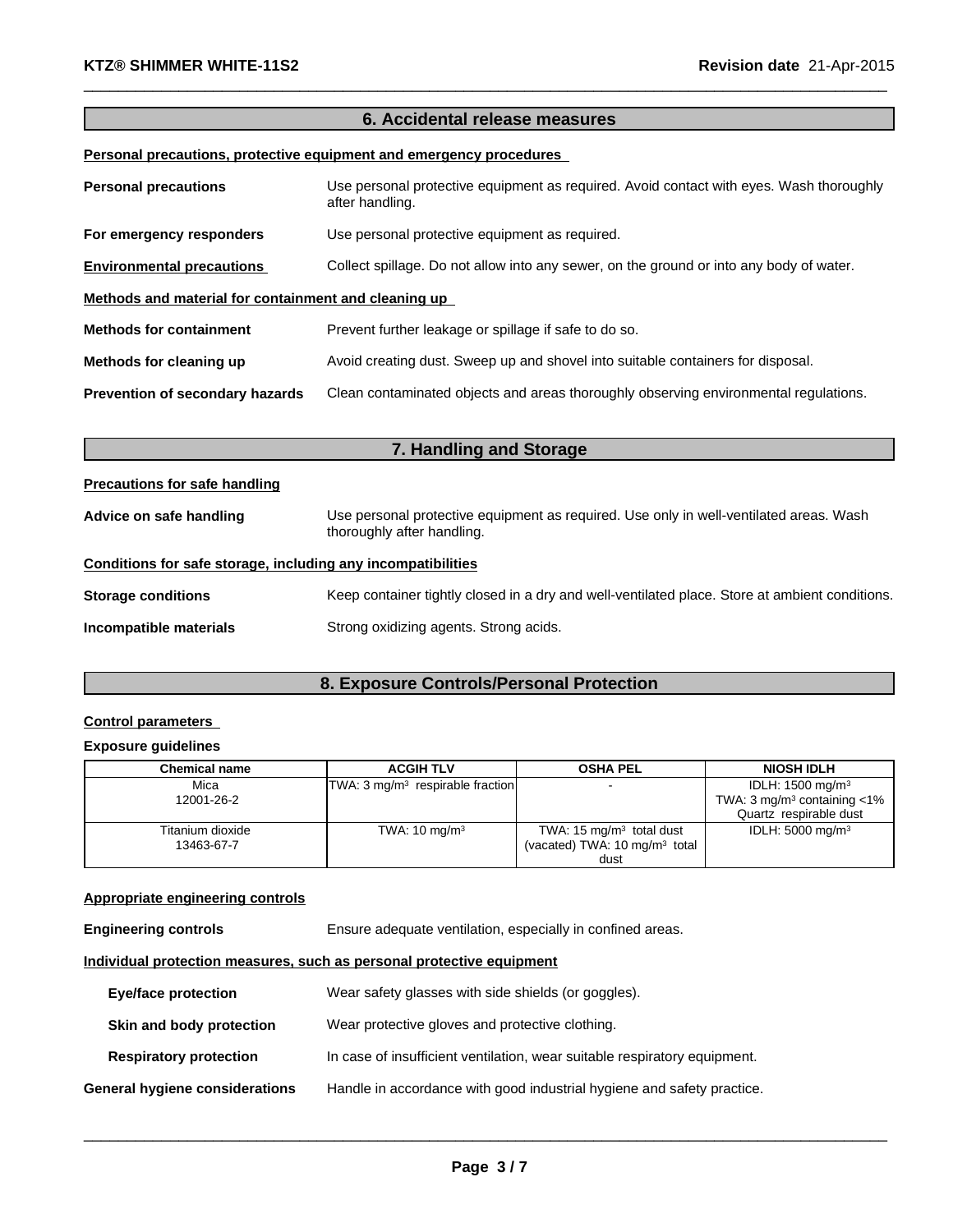## 6. Accidental release measures

**Personal precautions, protective equipment and emergency procedures**

**Personal precautions** Use personal protective equipment as required. Avoid contact with eyes. Wash thoroughly after handling.

**For emergency responders** Use personal protective equipment as required.

**Environmental precautions** Collect spillage. Do not allow into any sewer, on the ground or into any body of water.

**Methods and material for containment and cleaning up**

**Methods for containment** Prevent further leakage or spillage if safe to do so.

**Methods for cleaning up** Avoid creating dust. Sweep up and shovel into suitable containers for disposal.

**Prevention of secondary hazards** Clean contaminated objects and areas thoroughly observing environmental regulations.

## 7. Handling and Storage

**Precautions for safe handling**

**Advice on safe handling** Use personal protective equipment as required. Use only in well-ventilated areas. Wash thoroughly after handling.

**Conditions for safe storage, including any incompatibilities**

**Storage conditions** Keep container tightly closed in a dry and well-ventilated place. Store at ambient conditions.

**Incompatible materials** Strong oxidizing agents. Strong acids.

## 8. Exposure Controls/Personal Protection

**Control parameters**

**Exposure guidelines**

| Chemical name | ACGIH TLV | OSHA PEL | NIOSH IDLH |
|---|---|---|---|
| Mica<br>12001-26-2 | TWA: 3 mg/m$^3$ respirable fraction | - | IDLH: 1500 mg/m$^3$<br>TWA: 3 mg/m$^3$ containing <1% Quartz respirable dust |
| Titanium dioxide<br>13463-67-7 | TWA: 10 mg/m$^3$ | TWA: 15 mg/m$^3$ total dust<br>(vacated) TWA: 10 mg/m$^3$ total dust | IDLH: 5000 mg/m$^3$ |

**Appropriate engineering controls**

**Engineering controls** Ensure adequate ventilation, especially in confined areas.

**Individual protection measures, such as personal protective equipment**

**Eye/face protection** Wear safety glasses with side shields (or goggles).

**Skin and body protection** Wear protective gloves and protective clothing.

**Respiratory protection** In case of insufficient ventilation, wear suitable respiratory equipment.

**General hygiene considerations** Handle in accordance with good industrial hygiene and safety practice.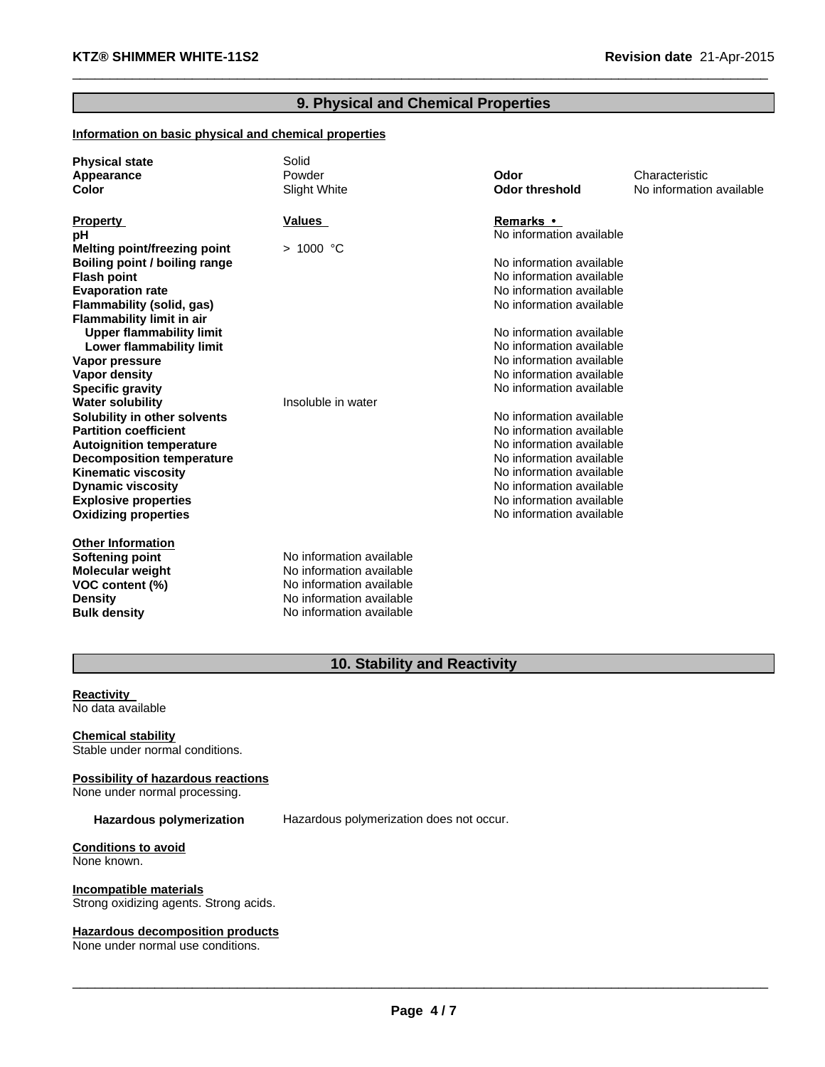## 9. Physical and Chemical Properties

**Information on basic physical and chemical properties**

| | | | |
|---|---|---|---|
| **Physical state** | Solid | | |
| **Appearance** | Powder | **Odor** | Characteristic |
| **Color** | Slight White | **Odor threshold** | No information available |

| **Property** | **Values** | **Remarks • ** |
|---|---|---|
| **pH** | | No information available |
| **Melting point/freezing point** | > 1000 °C | |
| **Boiling point / boiling range** | | No information available |
| **Flash point** | | No information available |
| **Evaporation rate** | | No information available |
| **Flammability (solid, gas)** | | No information available |
| **Flammability limit in air** | | |
| **Upper flammability limit** | | No information available |
| **Lower flammability limit** | | No information available |
| **Vapor pressure** | | No information available |
| **Vapor density** | | No information available |
| **Specific gravity** | | No information available |
| **Water solubility** | Insoluble in water | |
| **Solubility in other solvents** | | No information available |
| **Partition coefficient** | | No information available |
| **Autoignition temperature** | | No information available |
| **Decomposition temperature** | | No information available |
| **Kinematic viscosity** | | No information available |
| **Dynamic viscosity** | | No information available |
| **Explosive properties** | | No information available |
| **Oxidizing properties** | | No information available |

**Other Information**

| | |
|---|---|
| **Softening point** | No information available |
| **Molecular weight** | No information available |
| **VOC content (%)** | No information available |
| **Density** | No information available |
| **Bulk density** | No information available |

## 10. Stability and Reactivity

**Reactivity**
No data available

**Chemical stability**
Stable under normal conditions.

**Possibility of hazardous reactions**
None under normal processing.

**Hazardous polymerization** Hazardous polymerization does not occur.

**Conditions to avoid**
None known.

**Incompatible materials**
Strong oxidizing agents. Strong acids.

**Hazardous decomposition products**
None under normal use conditions.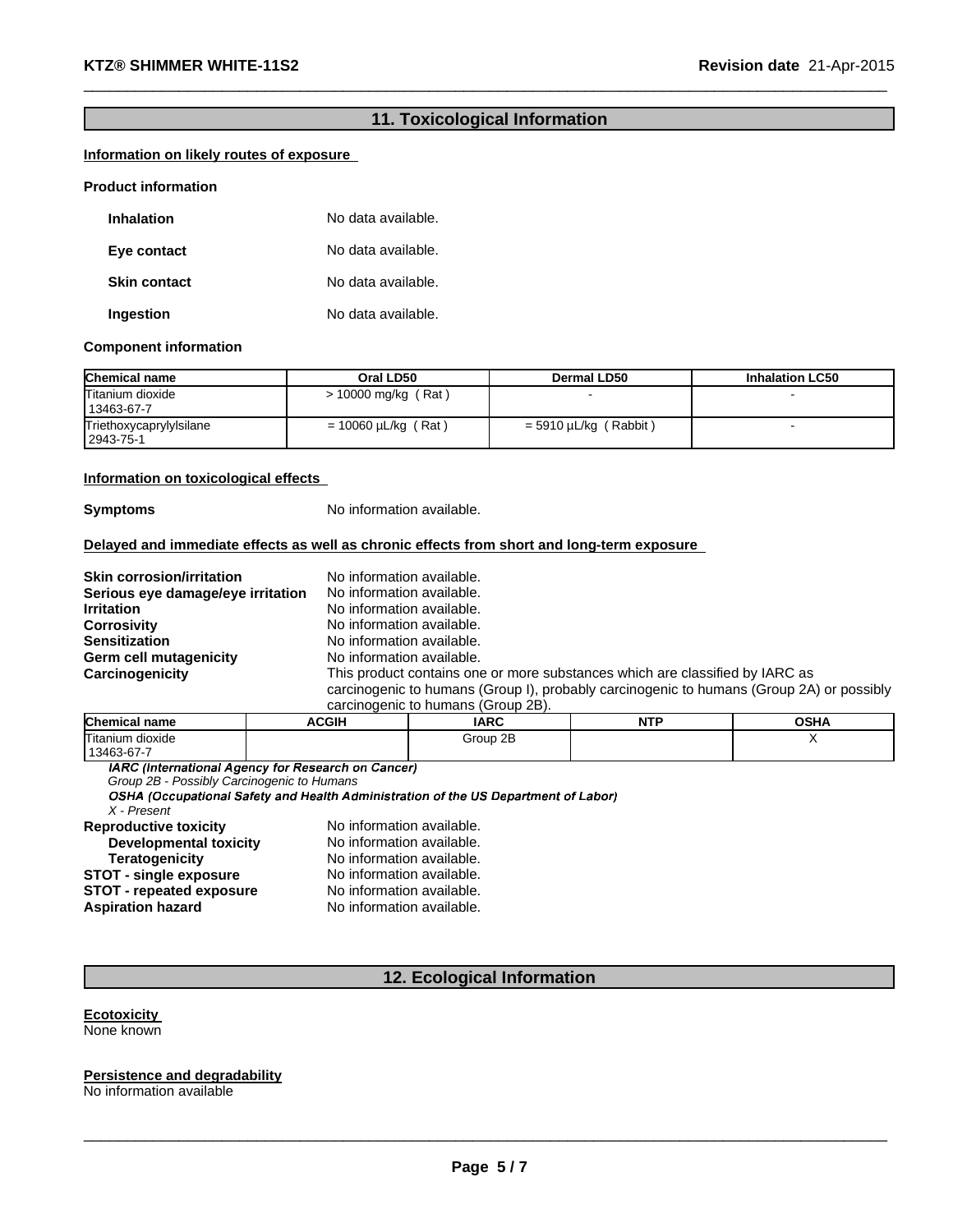## 11. Toxicological Information

**Information on likely routes of exposure**

**Product information**

**Inhalation** No data available.

**Eye contact** No data available.

**Skin contact** No data available.

**Ingestion** No data available.

**Component information**

| Chemical name | Oral LD50 | Dermal LD50 | Inhalation LC50 |
|---|---|---|---|
| Titanium dioxide 13463-67-7 | > 10000 mg/kg ( Rat ) | - | - |
| Triethoxycaprylylsilane 2943-75-1 | = 10060 µL/kg ( Rat ) | = 5910 µL/kg ( Rabbit ) | - |

**Information on toxicological effects**

**Symptoms** No information available.

**Delayed and immediate effects as well as chronic effects from short and long-term exposure**

**Skin corrosion/irritation** No information available.
**Serious eye damage/eye irritation** No information available.
**Irritation** No information available.
**Corrosivity** No information available.
**Sensitization** No information available.
**Germ cell mutagenicity** No information available.
**Carcinogenicity** This product contains one or more substances which are classified by IARC as carcinogenic to humans (Group I), probably carcinogenic to humans (Group 2A) or possibly carcinogenic to humans (Group 2B).

| Chemical name | ACGIH | IARC | NTP | OSHA |
|---|---|---|---|---|
| Titanium dioxide 13463-67-7 | | Group 2B | | X |

*IARC (International Agency for Research on Cancer)*
*Group 2B - Possibly Carcinogenic to Humans*
*OSHA (Occupational Safety and Health Administration of the US Department of Labor)*
*X - Present*

**Reproductive toxicity** No information available.
**Developmental toxicity** No information available.
**Teratogenicity** No information available.
**STOT - single exposure** No information available.
**STOT - repeated exposure** No information available.
**Aspiration hazard** No information available.

## 12. Ecological Information

**Ecotoxicity**
None known

**Persistence and degradability**
No information available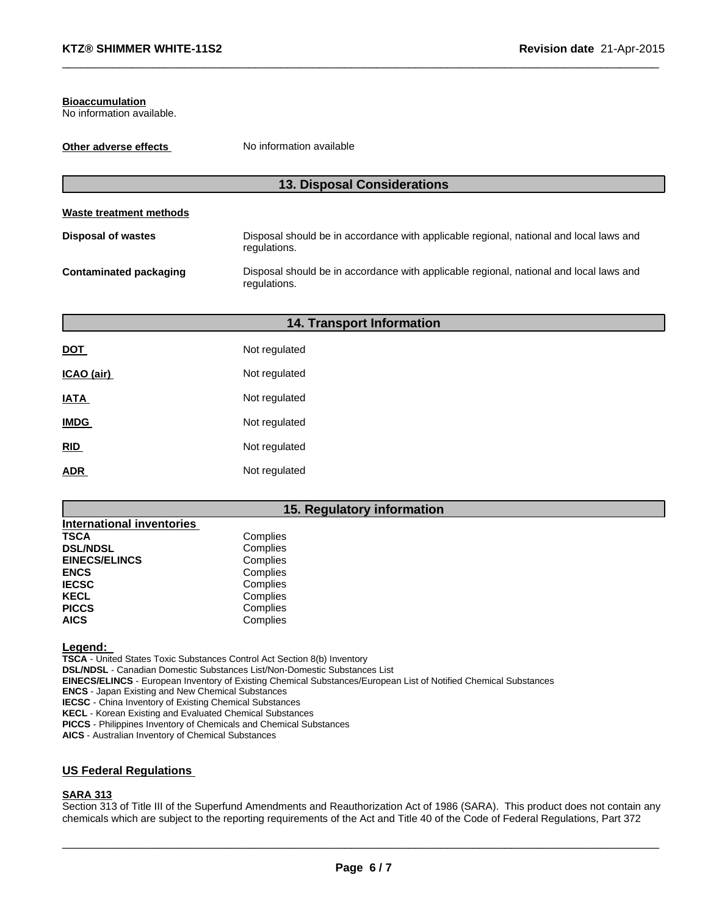**Bioaccumulation**
No information available.

**Other adverse effects** No information available

## 13. Disposal Considerations

**Waste treatment methods**

| | |
|---|---|
| **Disposal of wastes** | Disposal should be in accordance with applicable regional, national and local laws and regulations. |
| **Contaminated packaging** | Disposal should be in accordance with applicable regional, national and local laws and regulations. |

## 14. Transport Information

| | |
|---|---|
| **DOT** | Not regulated |
| **ICAO (air)** | Not regulated |
| **IATA** | Not regulated |
| **IMDG** | Not regulated |
| **RID** | Not regulated |
| **ADR** | Not regulated |

## 15. Regulatory information

**International inventories**

| | |
|---|---|
| **TSCA** | Complies |
| **DSL/NDSL** | Complies |
| **EINECS/ELINCS** | Complies |
| **ENCS** | Complies |
| **IECSC** | Complies |
| **KECL** | Complies |
| **PICCS** | Complies |
| **AICS** | Complies |

**Legend:**
**TSCA** - United States Toxic Substances Control Act Section 8(b) Inventory
**DSL/NDSL** - Canadian Domestic Substances List/Non-Domestic Substances List
**EINECS/ELINCS** - European Inventory of Existing Chemical Substances/European List of Notified Chemical Substances
**ENCS** - Japan Existing and New Chemical Substances
**IECSC** - China Inventory of Existing Chemical Substances
**KECL** - Korean Existing and Evaluated Chemical Substances
**PICCS** - Philippines Inventory of Chemicals and Chemical Substances
**AICS** - Australian Inventory of Chemical Substances

### US Federal Regulations

**SARA 313**
Section 313 of Title III of the Superfund Amendments and Reauthorization Act of 1986 (SARA). This product does not contain any chemicals which are subject to the reporting requirements of the Act and Title 40 of the Code of Federal Regulations, Part 372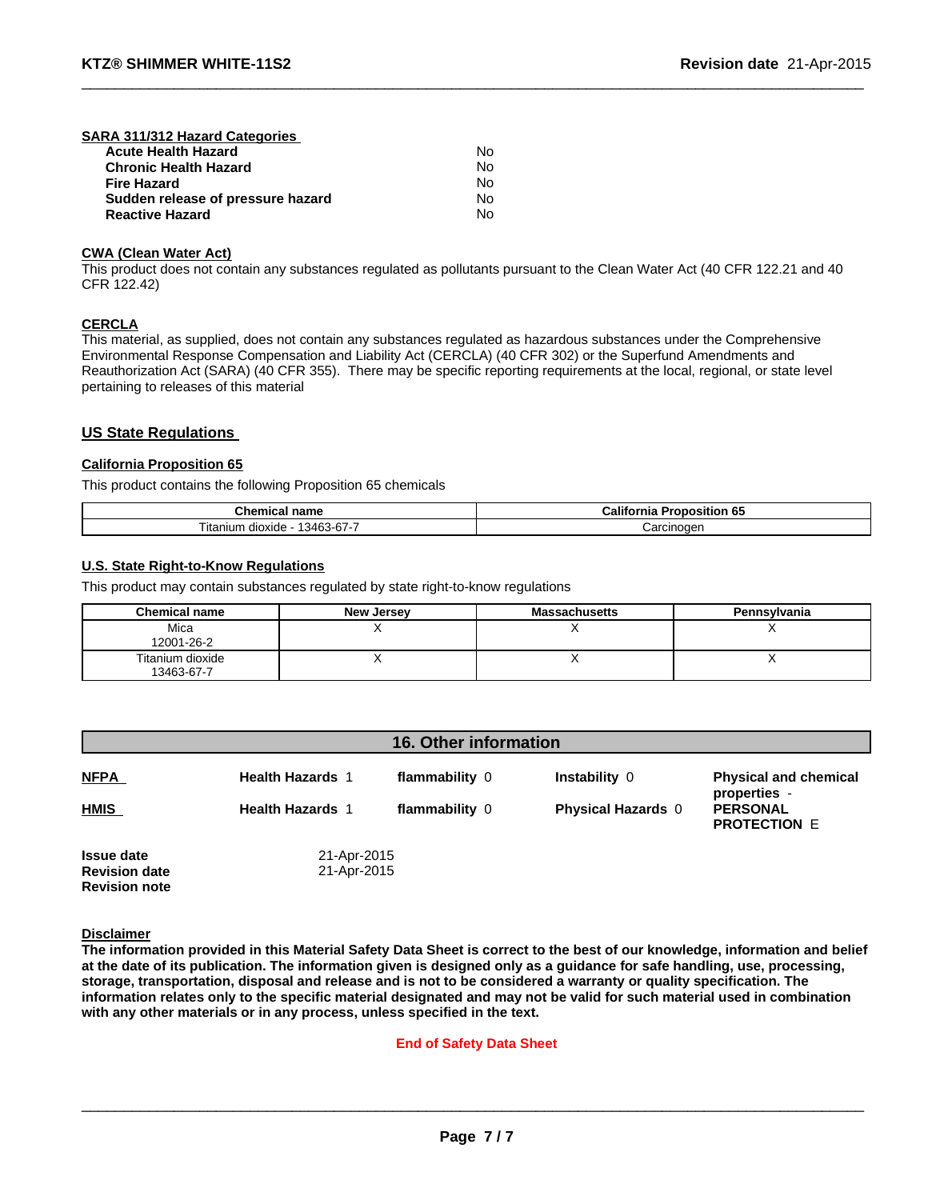**SARA 311/312 Hazard Categories**

| | |
|---|---|
| **Acute Health Hazard** | No |
| **Chronic Health Hazard** | No |
| **Fire Hazard** | No |
| **Sudden release of pressure hazard** | No |
| **Reactive Hazard** | No |

**CWA (Clean Water Act)**

This product does not contain any substances regulated as pollutants pursuant to the Clean Water Act (40 CFR 122.21 and 40 CFR 122.42)

**CERCLA**

This material, as supplied, does not contain any substances regulated as hazardous substances under the Comprehensive Environmental Response Compensation and Liability Act (CERCLA) (40 CFR 302) or the Superfund Amendments and Reauthorization Act (SARA) (40 CFR 355). There may be specific reporting requirements at the local, regional, or state level pertaining to releases of this material

## US State Regulations

**California Proposition 65**

This product contains the following Proposition 65 chemicals

| Chemical name | California Proposition 65 |
|---|---|
| Titanium dioxide - 13463-67-7 | Carcinogen |

**U.S. State Right-to-Know Regulations**

This product may contain substances regulated by state right-to-know regulations

| Chemical name | New Jersey | Massachusetts | Pennsylvania |
|---|---|---|---|
| Mica<br>12001-26-2 | X | X | X |
| Titanium dioxide<br>13463-67-7 | X | X | X |

## 16. Other information

| | | | | |
|---|---|---|---|---|
| **NFPA** | **Health Hazards** 1 | **flammability** 0 | **Instability** 0 | **Physical and chemical properties** - |
| **HMIS** | **Health Hazards** 1 | **flammability** 0 | **Physical Hazards** 0 | **PERSONAL PROTECTION** E |

**Issue date** 21-Apr-2015
**Revision date** 21-Apr-2015
**Revision note**

**Disclaimer**

**The information provided in this Material Safety Data Sheet is correct to the best of our knowledge, information and belief at the date of its publication. The information given is designed only as a guidance for safe handling, use, processing, storage, transportation, disposal and release and is not to be considered a warranty or quality specification. The information relates only to the specific material designated and may not be valid for such material used in combination with any other materials or in any process, unless specified in the text.**

**End of Safety Data Sheet**